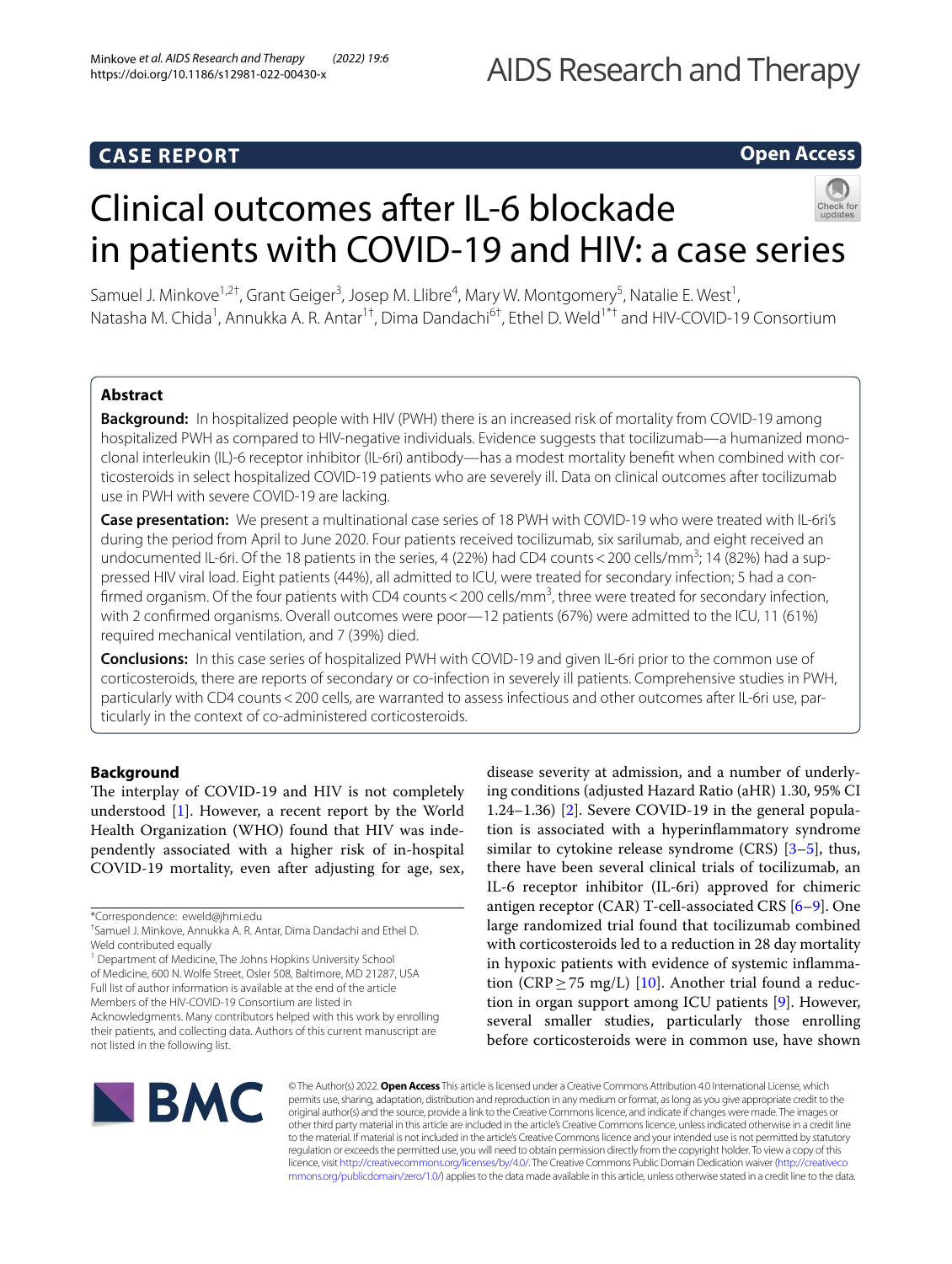**CASE REPORT** **Open Access**

# Clinical outcomes after IL-6 blockade in patients with COVID-19 and HIV: a case series

Samuel J. Minkove[1,2†], Grant Geiger[3], Josep M. Llibre[4], Mary W. Montgomery[5], Natalie E. West[1], Natasha M. Chida[1], Annukka A. R. Antar[1†], Dima Dandachi[6†], Ethel D. Weld[1*†] and HIV-COVID-19 Consortium

## Abstract

**Background:** In hospitalized people with HIV (PWH) there is an increased risk of mortality from COVID-19 among hospitalized PWH as compared to HIV-negative individuals. Evidence suggests that tocilizumab—a humanized monoclonal interleukin (IL)-6 receptor inhibitor (IL-6ri) antibody—has a modest mortality benefit when combined with corticosteroids in select hospitalized COVID-19 patients who are severely ill. Data on clinical outcomes after tocilizumab use in PWH with severe COVID-19 are lacking.

**Case presentation:** We present a multinational case series of 18 PWH with COVID-19 who were treated with IL-6ri's during the period from April to June 2020. Four patients received tocilizumab, six sarilumab, and eight received an undocumented IL-6ri. Of the 18 patients in the series, 4 (22%) had CD4 counts < 200 cells/mm$^3$; 14 (82%) had a suppressed HIV viral load. Eight patients (44%), all admitted to ICU, were treated for secondary infection; 5 had a confirmed organism. Of the four patients with CD4 counts < 200 cells/mm$^3$, three were treated for secondary infection, with 2 confirmed organisms. Overall outcomes were poor—12 patients (67%) were admitted to the ICU, 11 (61%) required mechanical ventilation, and 7 (39%) died.

**Conclusions:** In this case series of hospitalized PWH with COVID-19 and given IL-6ri prior to the common use of corticosteroids, there are reports of secondary or co-infection in severely ill patients. Comprehensive studies in PWH, particularly with CD4 counts < 200 cells, are warranted to assess infectious and other outcomes after IL-6ri use, particularly in the context of co-administered corticosteroids.

## Background

The interplay of COVID-19 and HIV is not completely understood [1]. However, a recent report by the World Health Organization (WHO) found that HIV was independently associated with a higher risk of in-hospital COVID-19 mortality, even after adjusting for age, sex, disease severity at admission, and a number of underlying conditions (adjusted Hazard Ratio (aHR) 1.30, 95% CI 1.24–1.36) [2]. Severe COVID-19 in the general population is associated with a hyperinflammatory syndrome similar to cytokine release syndrome (CRS) [3–5], thus, there have been several clinical trials of tocilizumab, an IL-6 receptor inhibitor (IL-6ri) approved for chimeric antigen receptor (CAR) T-cell-associated CRS [6–9]. One large randomized trial found that tocilizumab combined with corticosteroids led to a reduction in 28 day mortality in hypoxic patients with evidence of systemic inflammation (CRP ≥ 75 mg/L) [10]. Another trial found a reduction in organ support among ICU patients [9]. However, several smaller studies, particularly those enrolling before corticosteroids were in common use, have shown

*Correspondence: eweld@jhmi.edu

†Samuel J. Minkove, Annukka A. R. Antar, Dima Dandachi and Ethel D. Weld contributed equally

[1] Department of Medicine, The Johns Hopkins University School of Medicine, 600 N. Wolfe Street, Osler 508, Baltimore, MD 21287, USA

Full list of author information is available at the end of the article

Members of the HIV-COVID-19 Consortium are listed in Acknowledgments. Many contributors helped with this work by enrolling their patients, and collecting data. Authors of this current manuscript are not listed in the following list.

© The Author(s) 2022. **Open Access** This article is licensed under a Creative Commons Attribution 4.0 International License, which permits use, sharing, adaptation, distribution and reproduction in any medium or format, as long as you give appropriate credit to the original author(s) and the source, provide a link to the Creative Commons licence, and indicate if changes were made. The images or other third party material in this article are included in the article's Creative Commons licence, unless indicated otherwise in a credit line to the material. If material is not included in the article's Creative Commons licence and your intended use is not permitted by statutory regulation or exceeds the permitted use, you will need to obtain permission directly from the copyright holder. To view a copy of this licence, visit http://creativecommons.org/licenses/by/4.0/. The Creative Commons Public Domain Dedication waiver (http://creativecommons.org/publicdomain/zero/1.0/) applies to the data made available in this article, unless otherwise stated in a credit line to the data.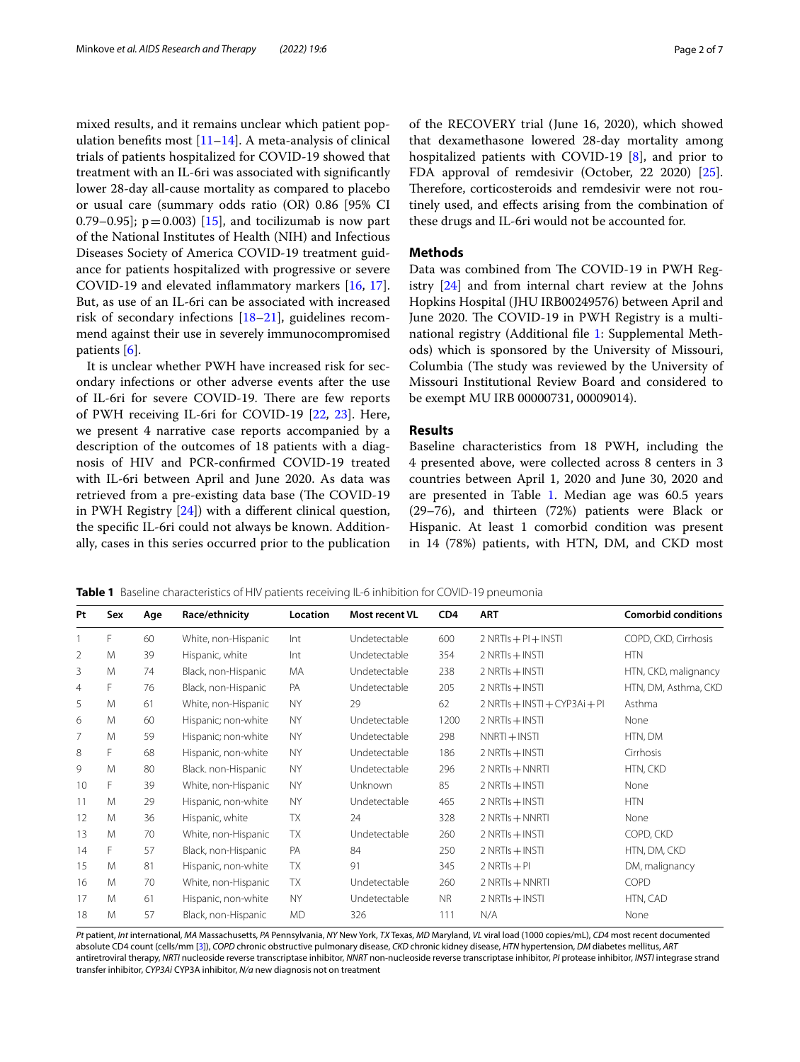mixed results, and it remains unclear which patient population benefits most [11–14]. A meta-analysis of clinical trials of patients hospitalized for COVID-19 showed that treatment with an IL-6ri was associated with significantly lower 28-day all-cause mortality as compared to placebo or usual care (summary odds ratio (OR) 0.86 [95% CI 0.79–0.95]; p = 0.003) [15], and tocilizumab is now part of the National Institutes of Health (NIH) and Infectious Diseases Society of America COVID-19 treatment guidance for patients hospitalized with progressive or severe COVID-19 and elevated inflammatory markers [16, 17]. But, as use of an IL-6ri can be associated with increased risk of secondary infections [18–21], guidelines recommend against their use in severely immunocompromised patients [6].

It is unclear whether PWH have increased risk for secondary infections or other adverse events after the use of IL-6ri for severe COVID-19. There are few reports of PWH receiving IL-6ri for COVID-19 [22, 23]. Here, we present 4 narrative case reports accompanied by a description of the outcomes of 18 patients with a diagnosis of HIV and PCR-confirmed COVID-19 treated with IL-6ri between April and June 2020. As data was retrieved from a pre-existing data base (The COVID-19 in PWH Registry [24]) with a different clinical question, the specific IL-6ri could not always be known. Additionally, cases in this series occurred prior to the publication of the RECOVERY trial (June 16, 2020), which showed that dexamethasone lowered 28-day mortality among hospitalized patients with COVID-19 [8], and prior to FDA approval of remdesivir (October, 22 2020) [25]. Therefore, corticosteroids and remdesivir were not routinely used, and effects arising from the combination of these drugs and IL-6ri would not be accounted for.

## Methods

Data was combined from The COVID-19 in PWH Registry [24] and from internal chart review at the Johns Hopkins Hospital (JHU IRB00249576) between April and June 2020. The COVID-19 in PWH Registry is a multinational registry (Additional file 1: Supplemental Methods) which is sponsored by the University of Missouri, Columbia (The study was reviewed by the University of Missouri Institutional Review Board and considered to be exempt MU IRB 00000731, 00009014).

## Results

Baseline characteristics from 18 PWH, including the 4 presented above, were collected across 8 centers in 3 countries between April 1, 2020 and June 30, 2020 and are presented in Table 1. Median age was 60.5 years (29–76), and thirteen (72%) patients were Black or Hispanic. At least 1 comorbid condition was present in 14 (78%) patients, with HTN, DM, and CKD most

**Table 1** Baseline characteristics of HIV patients receiving IL-6 inhibition for COVID-19 pneumonia

| Pt | Sex | Age | Race/ethnicity | Location | Most recent VL | CD4 | ART | Comorbid conditions |
|---|---|---|---|---|---|---|---|---|
| 1 | F | 60 | White, non-Hispanic | Int | Undetectable | 600 | 2 NRTIs + PI + INSTI | COPD, CKD, Cirrhosis |
| 2 | M | 39 | Hispanic, white | Int | Undetectable | 354 | 2 NRTIs + INSTI | HTN |
| 3 | M | 74 | Black, non-Hispanic | MA | Undetectable | 238 | 2 NRTIs + INSTI | HTN, CKD, malignancy |
| 4 | F | 76 | Black, non-Hispanic | PA | Undetectable | 205 | 2 NRTIs + INSTI | HTN, DM, Asthma, CKD |
| 5 | M | 61 | White, non-Hispanic | NY | 29 | 62 | 2 NRTIs + INSTI + CYP3Ai + PI | Asthma |
| 6 | M | 60 | Hispanic; non-white | NY | Undetectable | 1200 | 2 NRTIs + INSTI | None |
| 7 | M | 59 | Hispanic; non-white | NY | Undetectable | 298 | NNRTI + INSTI | HTN, DM |
| 8 | F | 68 | Hispanic, non-white | NY | Undetectable | 186 | 2 NRTIs + INSTI | Cirrhosis |
| 9 | M | 80 | Black. non-Hispanic | NY | Undetectable | 296 | 2 NRTIs + NNRTI | HTN, CKD |
| 10 | F | 39 | White, non-Hispanic | NY | Unknown | 85 | 2 NRTIs + INSTI | None |
| 11 | M | 29 | Hispanic, non-white | NY | Undetectable | 465 | 2 NRTIs + INSTI | HTN |
| 12 | M | 36 | Hispanic, white | TX | 24 | 328 | 2 NRTIs + NNRTI | None |
| 13 | M | 70 | White, non-Hispanic | TX | Undetectable | 260 | 2 NRTIs + INSTI | COPD, CKD |
| 14 | F | 57 | Black, non-Hispanic | PA | 84 | 250 | 2 NRTIs + INSTI | HTN, DM, CKD |
| 15 | M | 81 | Hispanic, non-white | TX | 91 | 345 | 2 NRTIs + PI | DM, malignancy |
| 16 | M | 70 | White, non-Hispanic | TX | Undetectable | 260 | 2 NRTIs + NNRTI | COPD |
| 17 | M | 61 | Hispanic, non-white | NY | Undetectable | NR | 2 NRTIs + INSTI | HTN, CAD |
| 18 | M | 57 | Black, non-Hispanic | MD | 326 | 111 | N/A | None |

*Pt* patient, *Int* international, *MA* Massachusetts, *PA* Pennsylvania, *NY* New York, *TX* Texas, *MD* Maryland, *VL* viral load (1000 copies/mL), *CD4* most recent documented absolute CD4 count (cells/mm [3]), *COPD* chronic obstructive pulmonary disease, *CKD* chronic kidney disease, *HTN* hypertension, *DM* diabetes mellitus, *ART* antiretroviral therapy, *NRTI* nucleoside reverse transcriptase inhibitor, *NNRT* non-nucleoside reverse transcriptase inhibitor, *PI* protease inhibitor, *INSTI* integrase strand transfer inhibitor, *CYP3Ai* CYP3A inhibitor, *N/a* new diagnosis not on treatment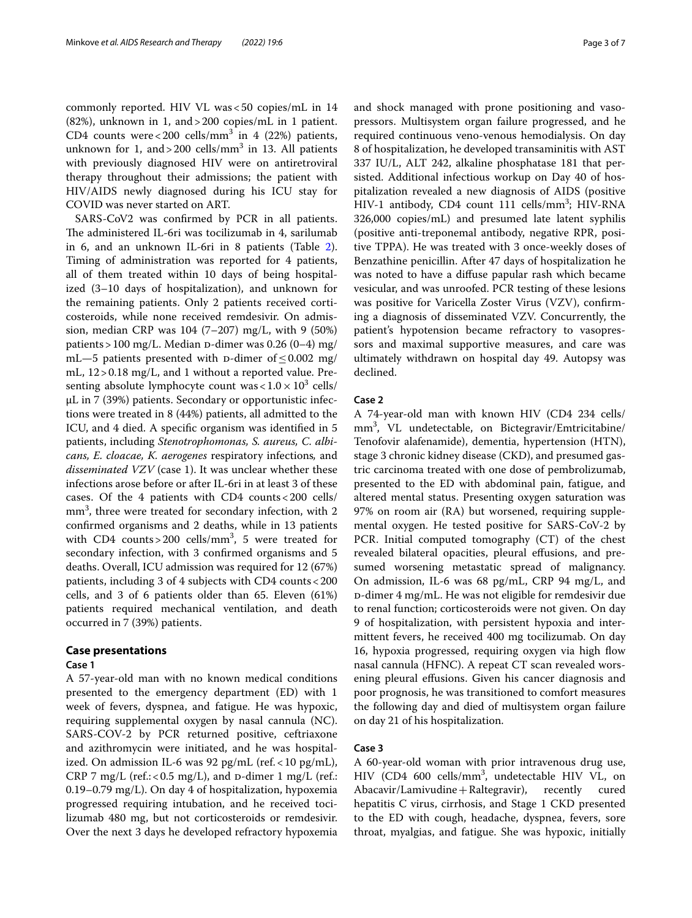commonly reported. HIV VL was < 50 copies/mL in 14 (82%), unknown in 1, and > 200 copies/mL in 1 patient. CD4 counts were < 200 cells/mm$^3$ in 4 (22%) patients, unknown for 1, and > 200 cells/mm$^3$ in 13. All patients with previously diagnosed HIV were on antiretroviral therapy throughout their admissions; the patient with HIV/AIDS newly diagnosed during his ICU stay for COVID was never started on ART.

SARS-CoV2 was confirmed by PCR in all patients. The administered IL-6ri was tocilizumab in 4, sarilumab in 6, and an unknown IL-6ri in 8 patients (Table 2). Timing of administration was reported for 4 patients, all of them treated within 10 days of being hospitalized (3–10 days of hospitalization), and unknown for the remaining patients. Only 2 patients received corticosteroids, while none received remdesivir. On admission, median CRP was 104 (7–207) mg/L, with 9 (50%) patients > 100 mg/L. Median D-dimer was 0.26 (0–4) mg/mL—5 patients presented with D-dimer of ≤ 0.002 mg/mL, 12 > 0.18 mg/L, and 1 without a reported value. Presenting absolute lymphocyte count was < $1.0 \times 10^3$ cells/μL in 7 (39%) patients. Secondary or opportunistic infections were treated in 8 (44%) patients, all admitted to the ICU, and 4 died. A specific organism was identified in 5 patients, including *Stenotrophomonas, S. aureus, C. albicans, E. cloacae, K. aerogenes* respiratory infections*,* and *disseminated VZV* (case 1). It was unclear whether these infections arose before or after IL-6ri in at least 3 of these cases. Of the 4 patients with CD4 counts < 200 cells/mm$^3$, three were treated for secondary infection, with 2 confirmed organisms and 2 deaths, while in 13 patients with CD4 counts > 200 cells/mm$^3$, 5 were treated for secondary infection, with 3 confirmed organisms and 5 deaths. Overall, ICU admission was required for 12 (67%) patients, including 3 of 4 subjects with CD4 counts < 200 cells, and 3 of 6 patients older than 65. Eleven (61%) patients required mechanical ventilation, and death occurred in 7 (39%) patients.

## Case presentations

### Case 1

A 57-year-old man with no known medical conditions presented to the emergency department (ED) with 1 week of fevers, dyspnea, and fatigue. He was hypoxic, requiring supplemental oxygen by nasal cannula (NC). SARS-COV-2 by PCR returned positive, ceftriaxone and azithromycin were initiated, and he was hospitalized. On admission IL-6 was 92 pg/mL (ref. < 10 pg/mL), CRP 7 mg/L (ref.: < 0.5 mg/L), and D-dimer 1 mg/L (ref.: 0.19–0.79 mg/L). On day 4 of hospitalization, hypoxemia progressed requiring intubation, and he received tocilizumab 480 mg, but not corticosteroids or remdesivir. Over the next 3 days he developed refractory hypoxemia and shock managed with prone positioning and vasopressors. Multisystem organ failure progressed, and he required continuous veno-venous hemodialysis. On day 8 of hospitalization, he developed transaminitis with AST 337 IU/L, ALT 242, alkaline phosphatase 181 that persisted. Additional infectious workup on Day 40 of hospitalization revealed a new diagnosis of AIDS (positive HIV-1 antibody, CD4 count 111 cells/mm$^3$; HIV-RNA 326,000 copies/mL) and presumed late latent syphilis (positive anti-treponemal antibody, negative RPR, positive TPPA). He was treated with 3 once-weekly doses of Benzathine penicillin. After 47 days of hospitalization he was noted to have a diffuse papular rash which became vesicular, and was unroofed. PCR testing of these lesions was positive for Varicella Zoster Virus (VZV), confirming a diagnosis of disseminated VZV. Concurrently, the patient's hypotension became refractory to vasopressors and maximal supportive measures, and care was ultimately withdrawn on hospital day 49. Autopsy was declined.

### Case 2

A 74-year-old man with known HIV (CD4 234 cells/mm$^3$, VL undetectable, on Bictegravir/Emtricitabine/Tenofovir alafenamide), dementia, hypertension (HTN), stage 3 chronic kidney disease (CKD), and presumed gastric carcinoma treated with one dose of pembrolizumab, presented to the ED with abdominal pain, fatigue, and altered mental status. Presenting oxygen saturation was 97% on room air (RA) but worsened, requiring supplemental oxygen. He tested positive for SARS-CoV-2 by PCR. Initial computed tomography (CT) of the chest revealed bilateral opacities, pleural effusions, and presumed worsening metastatic spread of malignancy. On admission, IL-6 was 68 pg/mL, CRP 94 mg/L, and D-dimer 4 mg/mL. He was not eligible for remdesivir due to renal function; corticosteroids were not given. On day 9 of hospitalization, with persistent hypoxia and intermittent fevers, he received 400 mg tocilizumab. On day 16, hypoxia progressed, requiring oxygen via high flow nasal cannula (HFNC). A repeat CT scan revealed worsening pleural effusions. Given his cancer diagnosis and poor prognosis, he was transitioned to comfort measures the following day and died of multisystem organ failure on day 21 of his hospitalization.

### Case 3

A 60-year-old woman with prior intravenous drug use, HIV (CD4 600 cells/mm$^3$, undetectable HIV VL, on Abacavir/Lamivudine + Raltegravir), recently cured hepatitis C virus, cirrhosis, and Stage 1 CKD presented to the ED with cough, headache, dyspnea, fevers, sore throat, myalgias, and fatigue. She was hypoxic, initially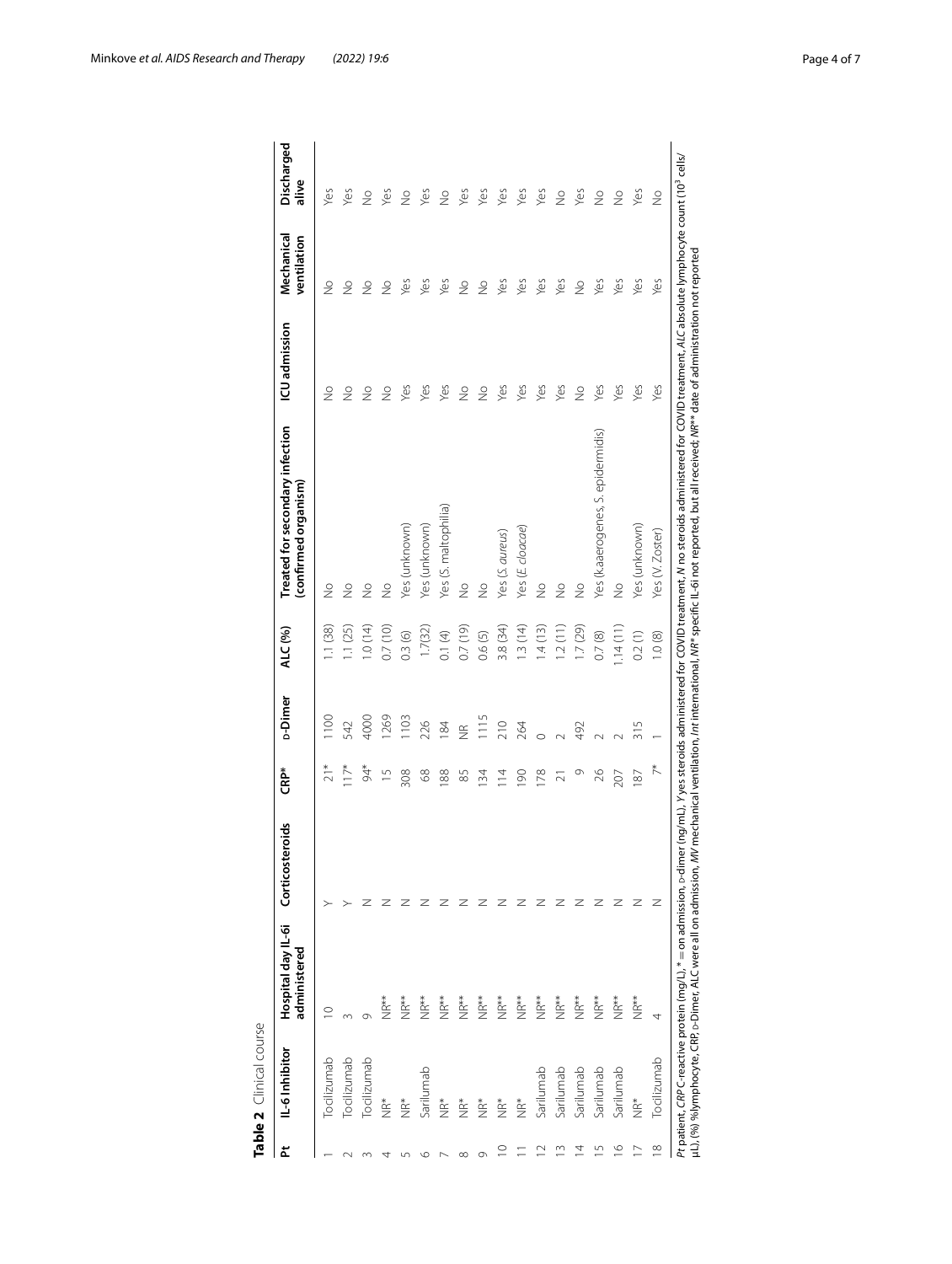**Table 2** Clinical course

| Pt | IL-6 Inhibitor | Hospital day IL-6i administered | Corticosteroids | CRP* | D-Dimer | ALC (%) | Treated for secondary infection (confirmed organism) | ICU admission | Mechanical ventilation | Discharged alive |
|---|---|---|---|---|---|---|---|---|---|---|
| 1 | Tocilizumab | 10 | Y | 21* | 1100 | 1.1 (38) | No | No | No | Yes |
| 2 | Tocilizumab | 3 | Y | 117* | 542 | 1.1 (25) | No | No | No | Yes |
| 3 | Tocilizumab | 9 | N | 94* | 4000 | 1.0 (14) | No | No | No | No |
| 4 | NR* | NR** | N | 15 | 1269 | 0.7 (10) | No | No | No | Yes |
| 5 | NR* | NR** | N | 308 | 1103 | 0.3 (6) | Yes (unknown) | Yes | Yes | No |
| 6 | Sarilumab | NR** | N | 68 | 226 | 1.7(32) | Yes (unknown) | Yes | Yes | Yes |
| 7 | NR* | NR** | N | 188 | 184 | 0.1 (4) | Yes (S. maltophilia) | Yes | Yes | No |
| 8 | NR* | NR** | N | 85 | NR | 0.7 (19) | No | No | No | Yes |
| 9 | NR* | NR** | N | 134 | 1115 | 0.6 (5) | No | No | No | Yes |
| 10 | NR* | NR** | N | 114 | 210 | 3.8 (34) | Yes (*S. aureus*) | Yes | Yes | Yes |
| 11 | NR* | NR** | N | 190 | 264 | 1.3 (14) | Yes (*E. cloacae*) | Yes | Yes | Yes |
| 12 | Sarilumab | NR** | N | 178 | 0 | 1.4 (13) | No | Yes | Yes | Yes |
| 13 | Sarilumab | NR** | N | 21 | 2 | 1.2 (11) | No | Yes | Yes | No |
| 14 | Sarilumab | NR** | N | 9 | 492 | 1.7 (29) | No | No | No | Yes |
| 15 | Sarilumab | NR** | N | 26 | 2 | 0.7 (8) | Yes (kaaerogenes, S. epidermidis) | Yes | Yes | No |
| 16 | Sarilumab | NR** | N | 207 | 2 | 1.14 (11) | No | Yes | Yes | No |
| 17 | NR* | NR** | N | 187 | 315 | 0.2 (1) | Yes (unknown) | Yes | Yes | Yes |
| 18 | Tocilizumab | 4 | N | 7* | 1 | 1.0 (8) | Yes (V. Zoster) | Yes | Yes | No |

*Pt* patient, *CRP* C-reactive protein (mg/L), * = on admission, D-dimer (ng/mL), *Y* yes steroids administered for COVID treatment, *N* no steroids administered for COVID treatment, *ALC* absolute lymphocyte count ($10^3$ cells/µL), (%) %lymphocyte, CRP, D-Dimer, ALC were all on admission, *MV* mechanical ventilation, *Int* international, *NR** specific IL-6i not reported, but all received; *NR*** date of administration not reported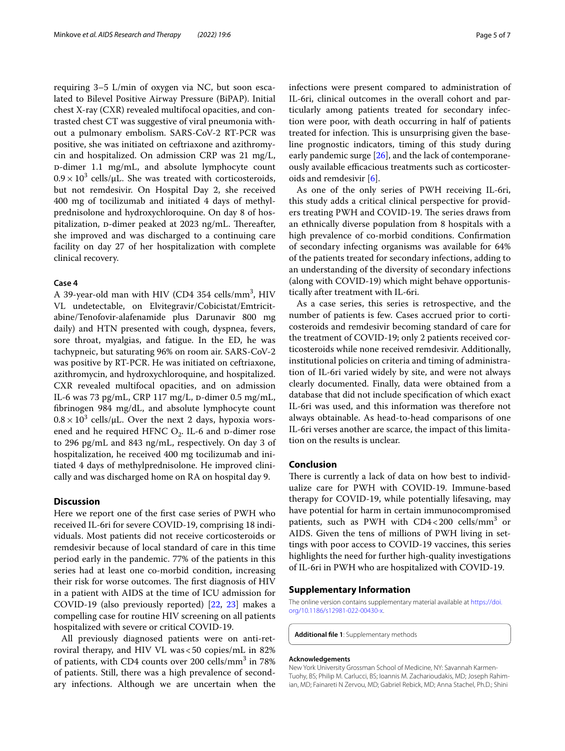requiring 3–5 L/min of oxygen via NC, but soon escalated to Bilevel Positive Airway Pressure (BiPAP). Initial chest X-ray (CXR) revealed multifocal opacities, and contrasted chest CT was suggestive of viral pneumonia without a pulmonary embolism. SARS-CoV-2 RT-PCR was positive, she was initiated on ceftriaxone and azithromycin and hospitalized. On admission CRP was 21 mg/L, D-dimer 1.1 mg/mL, and absolute lymphocyte count $0.9 \times 10^3$ cells/μL. She was treated with corticosteroids, but not remdesivir. On Hospital Day 2, she received 400 mg of tocilizumab and initiated 4 days of methylprednisolone and hydroxychloroquine. On day 8 of hospitalization, D-dimer peaked at 2023 ng/mL. Thereafter, she improved and was discharged to a continuing care facility on day 27 of her hospitalization with complete clinical recovery.

### Case 4

A 39-year-old man with HIV (CD4 354 cells/mm$^3$, HIV VL undetectable, on Elvitegravir/Cobicistat/Emtricitabine/Tenofovir-alafenamide plus Darunavir 800 mg daily) and HTN presented with cough, dyspnea, fevers, sore throat, myalgias, and fatigue. In the ED, he was tachypneic, but saturating 96% on room air. SARS-CoV-2 was positive by RT-PCR. He was initiated on ceftriaxone, azithromycin, and hydroxychloroquine, and hospitalized. CXR revealed multifocal opacities, and on admission IL-6 was 73 pg/mL, CRP 117 mg/L, D-dimer 0.5 mg/mL, fibrinogen 984 mg/dL, and absolute lymphocyte count $0.8 \times 10^3$ cells/μL. Over the next 2 days, hypoxia worsened and he required HFNC $O_2$. IL-6 and D-dimer rose to 296 pg/mL and 843 ng/mL, respectively. On day 3 of hospitalization, he received 400 mg tocilizumab and initiated 4 days of methylprednisolone. He improved clinically and was discharged home on RA on hospital day 9.

## Discussion

Here we report one of the first case series of PWH who received IL-6ri for severe COVID-19, comprising 18 individuals. Most patients did not receive corticosteroids or remdesivir because of local standard of care in this time period early in the pandemic. 77% of the patients in this series had at least one co-morbid condition, increasing their risk for worse outcomes. The first diagnosis of HIV in a patient with AIDS at the time of ICU admission for COVID-19 (also previously reported) [22, 23] makes a compelling case for routine HIV screening on all patients hospitalized with severe or critical COVID-19.

All previously diagnosed patients were on anti-retroviral therapy, and HIV VL was < 50 copies/mL in 82% of patients, with CD4 counts over 200 cells/mm$^3$ in 78% of patients. Still, there was a high prevalence of secondary infections. Although we are uncertain when the infections were present compared to administration of IL-6ri, clinical outcomes in the overall cohort and particularly among patients treated for secondary infection were poor, with death occurring in half of patients treated for infection. This is unsurprising given the baseline prognostic indicators, timing of this study during early pandemic surge [26], and the lack of contemporaneously available efficacious treatments such as corticosteroids and remdesivir [6].

As one of the only series of PWH receiving IL-6ri, this study adds a critical clinical perspective for providers treating PWH and COVID-19. The series draws from an ethnically diverse population from 8 hospitals with a high prevalence of co-morbid conditions. Confirmation of secondary infecting organisms was available for 64% of the patients treated for secondary infections, adding to an understanding of the diversity of secondary infections (along with COVID-19) which might behave opportunistically after treatment with IL-6ri.

As a case series, this series is retrospective, and the number of patients is few. Cases accrued prior to corticosteroids and remdesivir becoming standard of care for the treatment of COVID-19; only 2 patients received corticosteroids while none received remdesivir. Additionally, institutional policies on criteria and timing of administration of IL-6ri varied widely by site, and were not always clearly documented. Finally, data were obtained from a database that did not include specification of which exact IL-6ri was used, and this information was therefore not always obtainable. As head-to-head comparisons of one IL-6ri verses another are scarce, the impact of this limitation on the results is unclear.

## Conclusion

There is currently a lack of data on how best to individualize care for PWH with COVID-19. Immune-based therapy for COVID-19, while potentially lifesaving, may have potential for harm in certain immunocompromised patients, such as PWH with CD4 < 200 cells/mm$^3$ or AIDS. Given the tens of millions of PWH living in settings with poor access to COVID-19 vaccines, this series highlights the need for further high-quality investigations of IL-6ri in PWH who are hospitalized with COVID-19.

## Supplementary Information

The online version contains supplementary material available at https://doi.org/10.1186/s12981-022-00430-x.

**Additional file 1**: Supplementary methods

#### Acknowledgements

New York University Grossman School of Medicine, NY: Savannah Karmen-Tuohy, BS; Philip M. Carlucci, BS; Ioannis M. Zacharioudakis, MD; Joseph Rahimian, MD; Fainareti N Zervou, MD; Gabriel Rebick, MD; Anna Stachel, Ph.D.; Shini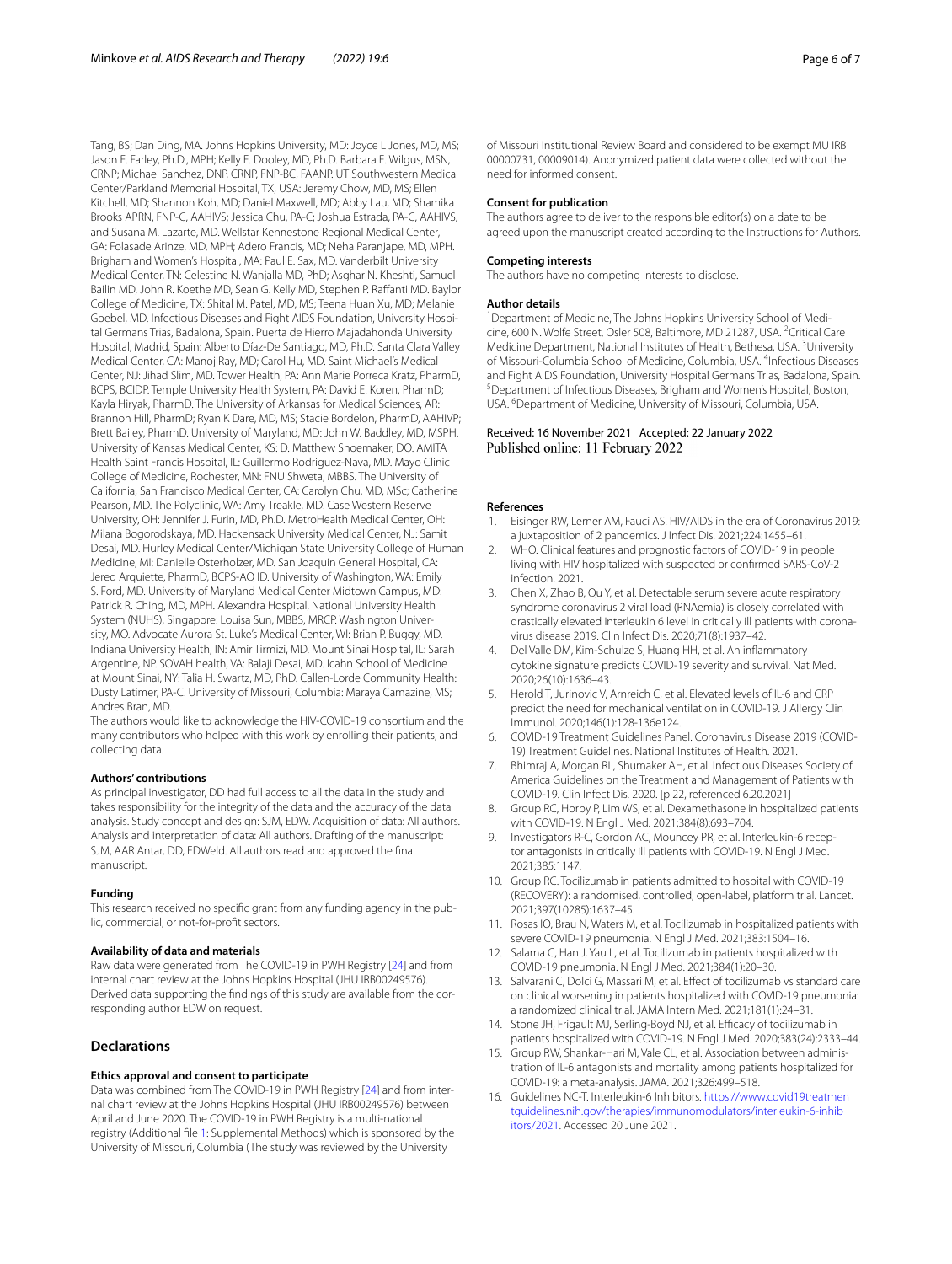Tang, BS; Dan Ding, MA. Johns Hopkins University, MD: Joyce L Jones, MD, MS; Jason E. Farley, Ph.D., MPH; Kelly E. Dooley, MD, Ph.D. Barbara E. Wilgus, MSN, CRNP; Michael Sanchez, DNP, CRNP, FNP-BC, FAANP. UT Southwestern Medical Center/Parkland Memorial Hospital, TX, USA: Jeremy Chow, MD, MS; Ellen Kitchell, MD; Shannon Koh, MD; Daniel Maxwell, MD; Abby Lau, MD; Shamika Brooks APRN, FNP-C, AAHIVS; Jessica Chu, PA-C; Joshua Estrada, PA-C, AAHIVS, and Susana M. Lazarte, MD. Wellstar Kennestone Regional Medical Center, GA: Folasade Arinze, MD, MPH; Adero Francis, MD; Neha Paranjape, MD, MPH. Brigham and Women's Hospital, MA: Paul E. Sax, MD. Vanderbilt University Medical Center, TN: Celestine N. Wanjalla MD, PhD; Asghar N. Kheshti, Samuel Bailin MD, John R. Koethe MD, Sean G. Kelly MD, Stephen P. Raffanti MD. Baylor College of Medicine, TX: Shital M. Patel, MD, MS; Teena Huan Xu, MD; Melanie Goebel, MD. Infectious Diseases and Fight AIDS Foundation, University Hospital Germans Trias, Badalona, Spain. Puerta de Hierro Majadahonda University Hospital, Madrid, Spain: Alberto Díaz-De Santiago, MD, Ph.D. Santa Clara Valley Medical Center, CA: Manoj Ray, MD; Carol Hu, MD. Saint Michael's Medical Center, NJ: Jihad Slim, MD. Tower Health, PA: Ann Marie Porreca Kratz, PharmD, BCPS, BCIDP. Temple University Health System, PA: David E. Koren, PharmD; Kayla Hiryak, PharmD. The University of Arkansas for Medical Sciences, AR: Brannon Hill, PharmD; Ryan K Dare, MD, MS; Stacie Bordelon, PharmD, AAHIVP; Brett Bailey, PharmD. University of Maryland, MD: John W. Baddley, MD, MSPH. University of Kansas Medical Center, KS: D. Matthew Shoemaker, DO. AMITA Health Saint Francis Hospital, IL: Guillermo Rodriguez-Nava, MD. Mayo Clinic College of Medicine, Rochester, MN: FNU Shweta, MBBS. The University of California, San Francisco Medical Center, CA: Carolyn Chu, MD, MSc; Catherine Pearson, MD. The Polyclinic, WA: Amy Treakle, MD. Case Western Reserve University, OH: Jennifer J. Furin, MD, Ph.D. MetroHealth Medical Center, OH: Milana Bogorodskaya, MD. Hackensack University Medical Center, NJ: Samit Desai, MD. Hurley Medical Center/Michigan State University College of Human Medicine, MI: Danielle Osterholzer, MD. San Joaquin General Hospital, CA: Jered Arquiette, PharmD, BCPS-AQ ID. University of Washington, WA: Emily S. Ford, MD. University of Maryland Medical Center Midtown Campus, MD: Patrick R. Ching, MD, MPH. Alexandra Hospital, National University Health System (NUHS), Singapore: Louisa Sun, MBBS, MRCP. Washington University, MO. Advocate Aurora St. Luke's Medical Center, WI: Brian P. Buggy, MD. Indiana University Health, IN: Amir Tirmizi, MD. Mount Sinai Hospital, IL: Sarah Argentine, NP. SOVAH health, VA: Balaji Desai, MD. Icahn School of Medicine at Mount Sinai, NY: Talia H. Swartz, MD, PhD. Callen-Lorde Community Health: Dusty Latimer, PA-C. University of Missouri, Columbia: Maraya Camazine, MS; Andres Bran, MD.

The authors would like to acknowledge the HIV-COVID-19 consortium and the many contributors who helped with this work by enrolling their patients, and collecting data.

#### Authors' contributions

As principal investigator, DD had full access to all the data in the study and takes responsibility for the integrity of the data and the accuracy of the data analysis. Study concept and design: SJM, EDW. Acquisition of data: All authors. Analysis and interpretation of data: All authors. Drafting of the manuscript: SJM, AAR Antar, DD, EDWeld. All authors read and approved the final manuscript.

#### Funding

This research received no specific grant from any funding agency in the public, commercial, or not-for-profit sectors.

#### Availability of data and materials

Raw data were generated from The COVID-19 in PWH Registry [24] and from internal chart review at the Johns Hopkins Hospital (JHU IRB00249576). Derived data supporting the findings of this study are available from the corresponding author EDW on request.

## Declarations

#### Ethics approval and consent to participate

Data was combined from The COVID-19 in PWH Registry [24] and from internal chart review at the Johns Hopkins Hospital (JHU IRB00249576) between April and June 2020. The COVID-19 in PWH Registry is a multi-national registry (Additional file 1: Supplemental Methods) which is sponsored by the University of Missouri, Columbia (The study was reviewed by the University of Missouri Institutional Review Board and considered to be exempt MU IRB 00000731, 00009014). Anonymized patient data were collected without the need for informed consent.

#### Consent for publication

The authors agree to deliver to the responsible editor(s) on a date to be agreed upon the manuscript created according to the Instructions for Authors.

#### Competing interests

The authors have no competing interests to disclose.

#### Author details

[1]Department of Medicine, The Johns Hopkins University School of Medicine, 600 N. Wolfe Street, Osler 508, Baltimore, MD 21287, USA. [2]Critical Care Medicine Department, National Institutes of Health, Bethesa, USA. [3]University of Missouri-Columbia School of Medicine, Columbia, USA. [4]Infectious Diseases and Fight AIDS Foundation, University Hospital Germans Trias, Badalona, Spain. [5]Department of Infectious Diseases, Brigham and Women's Hospital, Boston, USA. [6]Department of Medicine, University of Missouri, Columbia, USA.

Received: 16 November 2021 Accepted: 22 January 2022
Published online: 11 February 2022

#### References

1. Eisinger RW, Lerner AM, Fauci AS. HIV/AIDS in the era of Coronavirus 2019: a juxtaposition of 2 pandemics. J Infect Dis. 2021;224:1455–61.
2. WHO. Clinical features and prognostic factors of COVID-19 in people living with HIV hospitalized with suspected or confirmed SARS-CoV-2 infection. 2021.
3. Chen X, Zhao B, Qu Y, et al. Detectable serum severe acute respiratory syndrome coronavirus 2 viral load (RNAemia) is closely correlated with drastically elevated interleukin 6 level in critically ill patients with coronavirus disease 2019. Clin Infect Dis. 2020;71(8):1937–42.
4. Del Valle DM, Kim-Schulze S, Huang HH, et al. An inflammatory cytokine signature predicts COVID-19 severity and survival. Nat Med. 2020;26(10):1636–43.
5. Herold T, Jurinovic V, Arnreich C, et al. Elevated levels of IL-6 and CRP predict the need for mechanical ventilation in COVID-19. J Allergy Clin Immunol. 2020;146(1):128-136e124.
6. COVID-19 Treatment Guidelines Panel. Coronavirus Disease 2019 (COVID-19) Treatment Guidelines. National Institutes of Health. 2021.
7. Bhimraj A, Morgan RL, Shumaker AH, et al. Infectious Diseases Society of America Guidelines on the Treatment and Management of Patients with COVID-19. Clin Infect Dis. 2020. [p 22, referenced 6.20.2021]
8. Group RC, Horby P, Lim WS, et al. Dexamethasone in hospitalized patients with COVID-19. N Engl J Med. 2021;384(8):693–704.
9. Investigators R-C, Gordon AC, Mouncey PR, et al. Interleukin-6 receptor antagonists in critically ill patients with COVID-19. N Engl J Med. 2021;385:1147.
10. Group RC. Tocilizumab in patients admitted to hospital with COVID-19 (RECOVERY): a randomised, controlled, open-label, platform trial. Lancet. 2021;397(10285):1637–45.
11. Rosas IO, Brau N, Waters M, et al. Tocilizumab in hospitalized patients with severe COVID-19 pneumonia. N Engl J Med. 2021;383:1504–16.
12. Salama C, Han J, Yau L, et al. Tocilizumab in patients hospitalized with COVID-19 pneumonia. N Engl J Med. 2021;384(1):20–30.
13. Salvarani C, Dolci G, Massari M, et al. Effect of tocilizumab vs standard care on clinical worsening in patients hospitalized with COVID-19 pneumonia: a randomized clinical trial. JAMA Intern Med. 2021;181(1):24–31.
14. Stone JH, Frigault MJ, Serling-Boyd NJ, et al. Efficacy of tocilizumab in patients hospitalized with COVID-19. N Engl J Med. 2020;383(24):2333–44.
15. Group RW, Shankar-Hari M, Vale CL, et al. Association between administration of IL-6 antagonists and mortality among patients hospitalized for COVID-19: a meta-analysis. JAMA. 2021;326:499–518.
16. Guidelines NC-T. Interleukin-6 Inhibitors. https://www.covid19treatmentguidelines.nih.gov/therapies/immunomodulators/interleukin-6-inhibitors/2021. Accessed 20 June 2021.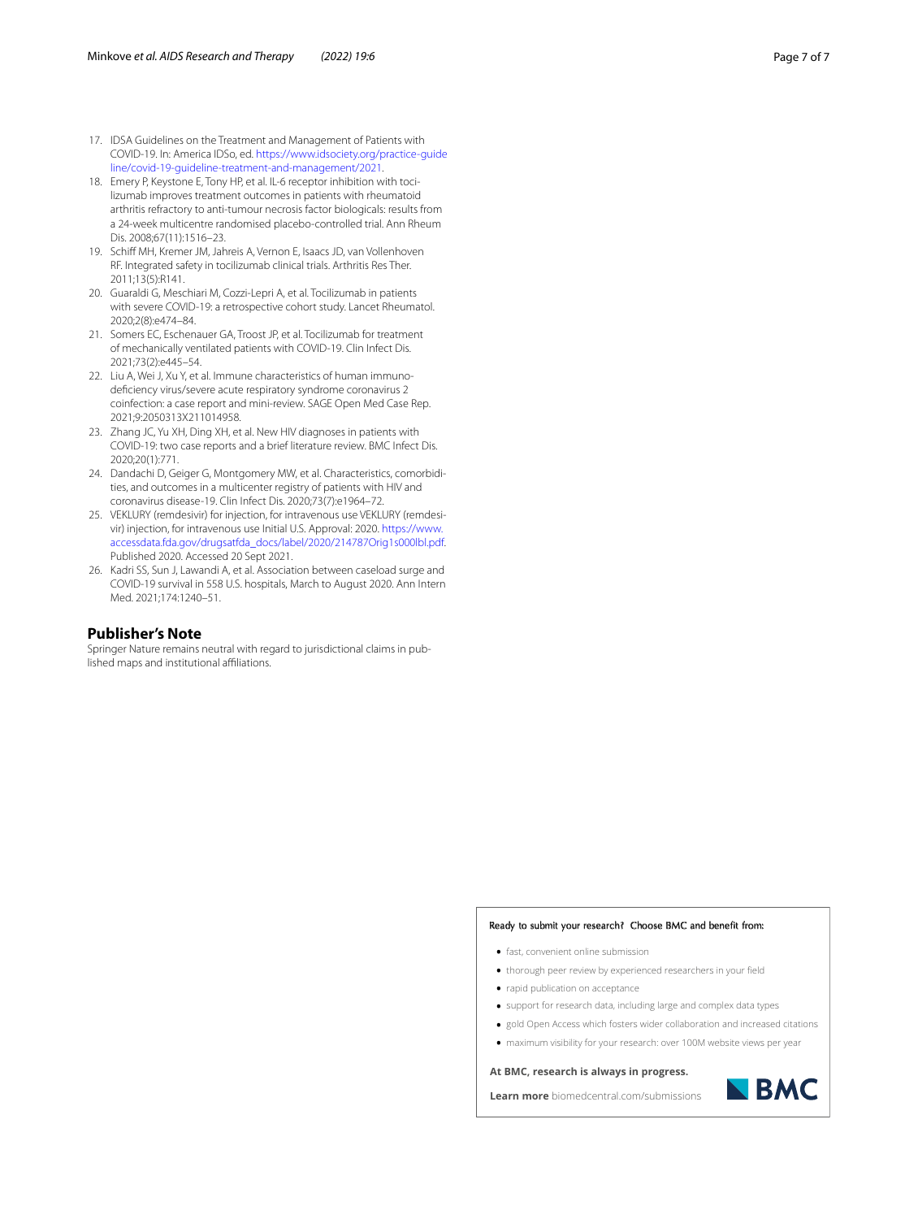17. IDSA Guidelines on the Treatment and Management of Patients with COVID-19. In: America IDSo, ed. https://www.idsociety.org/practice-guideline/covid-19-guideline-treatment-and-management/2021.
18. Emery P, Keystone E, Tony HP, et al. IL-6 receptor inhibition with tocilizumab improves treatment outcomes in patients with rheumatoid arthritis refractory to anti-tumour necrosis factor biologicals: results from a 24-week multicentre randomised placebo-controlled trial. Ann Rheum Dis. 2008;67(11):1516–23.
19. Schiff MH, Kremer JM, Jahreis A, Vernon E, Isaacs JD, van Vollenhoven RF. Integrated safety in tocilizumab clinical trials. Arthritis Res Ther. 2011;13(5):R141.
20. Guaraldi G, Meschiari M, Cozzi-Lepri A, et al. Tocilizumab in patients with severe COVID-19: a retrospective cohort study. Lancet Rheumatol. 2020;2(8):e474–84.
21. Somers EC, Eschenauer GA, Troost JP, et al. Tocilizumab for treatment of mechanically ventilated patients with COVID-19. Clin Infect Dis. 2021;73(2):e445–54.
22. Liu A, Wei J, Xu Y, et al. Immune characteristics of human immunodeficiency virus/severe acute respiratory syndrome coronavirus 2 coinfection: a case report and mini-review. SAGE Open Med Case Rep. 2021;9:2050313X211014958.
23. Zhang JC, Yu XH, Ding XH, et al. New HIV diagnoses in patients with COVID-19: two case reports and a brief literature review. BMC Infect Dis. 2020;20(1):771.
24. Dandachi D, Geiger G, Montgomery MW, et al. Characteristics, comorbidities, and outcomes in a multicenter registry of patients with HIV and coronavirus disease-19. Clin Infect Dis. 2020;73(7):e1964–72.
25. VEKLURY (remdesivir) for injection, for intravenous use VEKLURY (remdesivir) injection, for intravenous use Initial U.S. Approval: 2020. https://www.accessdata.fda.gov/drugsatfda_docs/label/2020/214787Orig1s000lbl.pdf. Published 2020. Accessed 20 Sept 2021.
26. Kadri SS, Sun J, Lawandi A, et al. Association between caseload surge and COVID-19 survival in 558 U.S. hospitals, March to August 2020. Ann Intern Med. 2021;174:1240–51.

## Publisher's Note

Springer Nature remains neutral with regard to jurisdictional claims in published maps and institutional affiliations.

Ready to submit your research? Choose BMC and benefit from:

- fast, convenient online submission
- thorough peer review by experienced researchers in your field
- rapid publication on acceptance
- support for research data, including large and complex data types
- gold Open Access which fosters wider collaboration and increased citations
- maximum visibility for your research: over 100M website views per year

**At BMC, research is always in progress.**

**Learn more** biomedcentral.com/submissions